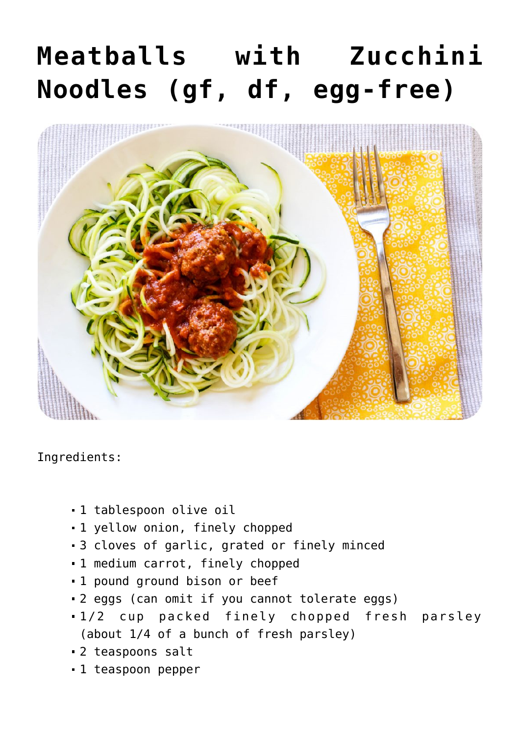# Meatballs with Zucchini Noodles (gf, df, egg-free)

Ingredients:

- 1 tablespoon olive oil
- 1 yellow onion, finely chopped
- 3 cloves of garlic, grated or finely minced
- 1 medium carrot, finely chopped
- 1 pound ground bison or beef
- 2 eggs (can omit if you cannot tolerate eggs)
- 1/2 cup packed finely chopped fresh parsley (about 1/4 of a bunch of fresh parsley)
- 2 teaspoons salt
- 1 teaspoon pepper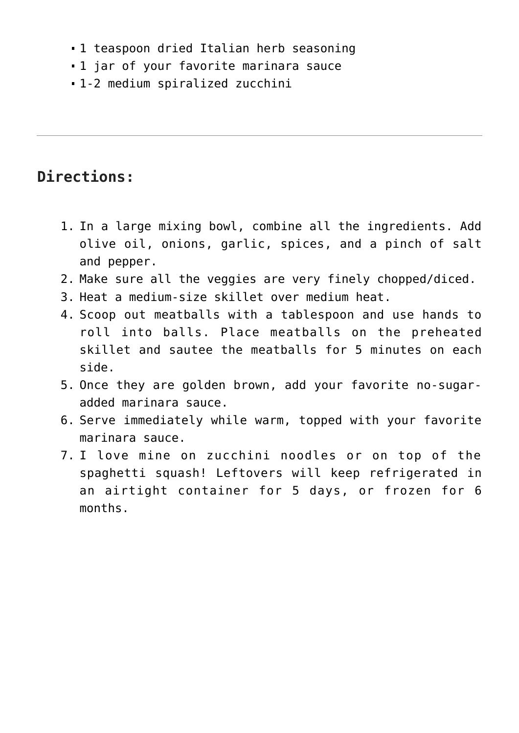- 1 teaspoon dried Italian herb seasoning
- 1 jar of your favorite marinara sauce
- 1-2 medium spiralized zucchini

---

## Directions:

1. In a large mixing bowl, combine all the ingredients. Add olive oil, onions, garlic, spices, and a pinch of salt and pepper.
2. Make sure all the veggies are very finely chopped/diced.
3. Heat a medium-size skillet over medium heat.
4. Scoop out meatballs with a tablespoon and use hands to roll into balls. Place meatballs on the preheated skillet and sautee the meatballs for 5 minutes on each side.
5. Once they are golden brown, add your favorite no-sugar-added marinara sauce.
6. Serve immediately while warm, topped with your favorite marinara sauce.
7. I love mine on zucchini noodles or on top of the spaghetti squash! Leftovers will keep refrigerated in an airtight container for 5 days, or frozen for 6 months.